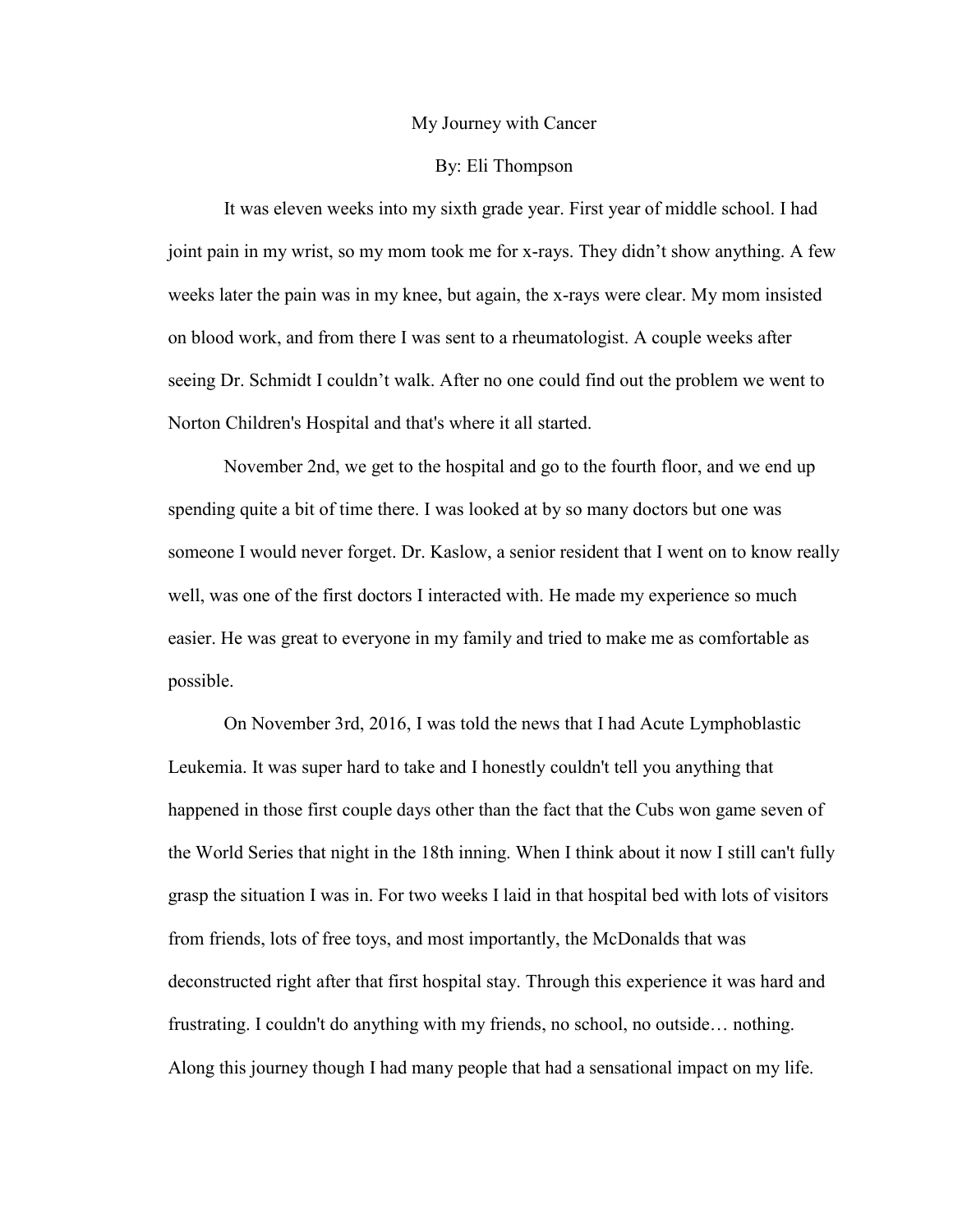# My Journey with Cancer

By: Eli Thompson

It was eleven weeks into my sixth grade year. First year of middle school. I had joint pain in my wrist, so my mom took me for x-rays. They didn't show anything. A few weeks later the pain was in my knee, but again, the x-rays were clear. My mom insisted on blood work, and from there I was sent to a rheumatologist. A couple weeks after seeing Dr. Schmidt I couldn't walk. After no one could find out the problem we went to Norton Children's Hospital and that's where it all started.

November 2nd, we get to the hospital and go to the fourth floor, and we end up spending quite a bit of time there. I was looked at by so many doctors but one was someone I would never forget. Dr. Kaslow, a senior resident that I went on to know really well, was one of the first doctors I interacted with. He made my experience so much easier. He was great to everyone in my family and tried to make me as comfortable as possible.

On November 3rd, 2016, I was told the news that I had Acute Lymphoblastic Leukemia. It was super hard to take and I honestly couldn't tell you anything that happened in those first couple days other than the fact that the Cubs won game seven of the World Series that night in the 18th inning. When I think about it now I still can't fully grasp the situation I was in. For two weeks I laid in that hospital bed with lots of visitors from friends, lots of free toys, and most importantly, the McDonalds that was deconstructed right after that first hospital stay. Through this experience it was hard and frustrating. I couldn't do anything with my friends, no school, no outside… nothing. Along this journey though I had many people that had a sensational impact on my life.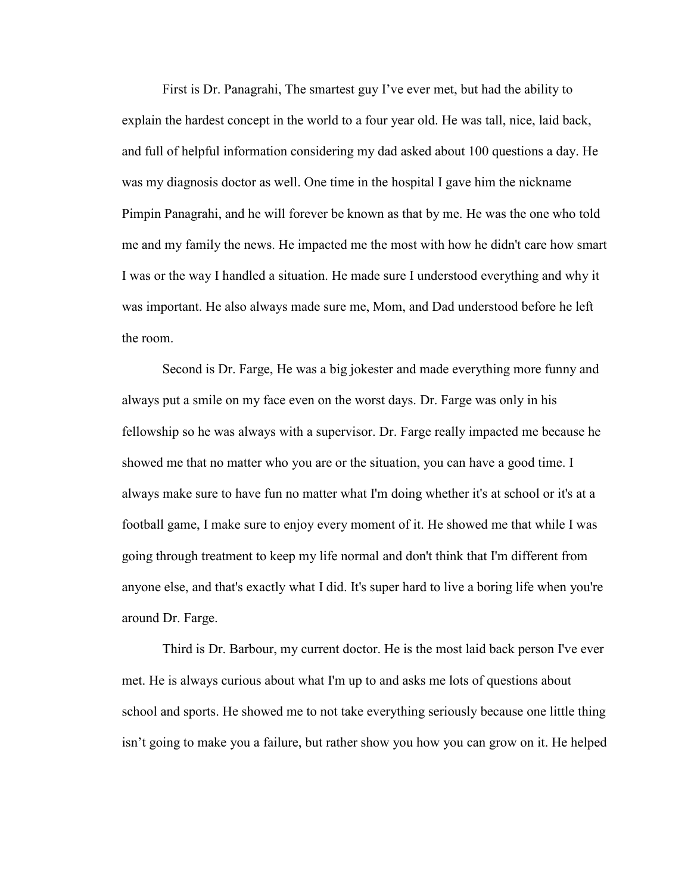First is Dr. Panagrahi, The smartest guy I've ever met, but had the ability to explain the hardest concept in the world to a four year old. He was tall, nice, laid back, and full of helpful information considering my dad asked about 100 questions a day. He was my diagnosis doctor as well. One time in the hospital I gave him the nickname Pimpin Panagrahi, and he will forever be known as that by me. He was the one who told me and my family the news. He impacted me the most with how he didn't care how smart I was or the way I handled a situation. He made sure I understood everything and why it was important. He also always made sure me, Mom, and Dad understood before he left the room.

Second is Dr. Farge, He was a big jokester and made everything more funny and always put a smile on my face even on the worst days. Dr. Farge was only in his fellowship so he was always with a supervisor. Dr. Farge really impacted me because he showed me that no matter who you are or the situation, you can have a good time. I always make sure to have fun no matter what I'm doing whether it's at school or it's at a football game, I make sure to enjoy every moment of it. He showed me that while I was going through treatment to keep my life normal and don't think that I'm different from anyone else, and that's exactly what I did. It's super hard to live a boring life when you're around Dr. Farge.

Third is Dr. Barbour, my current doctor. He is the most laid back person I've ever met. He is always curious about what I'm up to and asks me lots of questions about school and sports. He showed me to not take everything seriously because one little thing isn't going to make you a failure, but rather show you how you can grow on it. He helped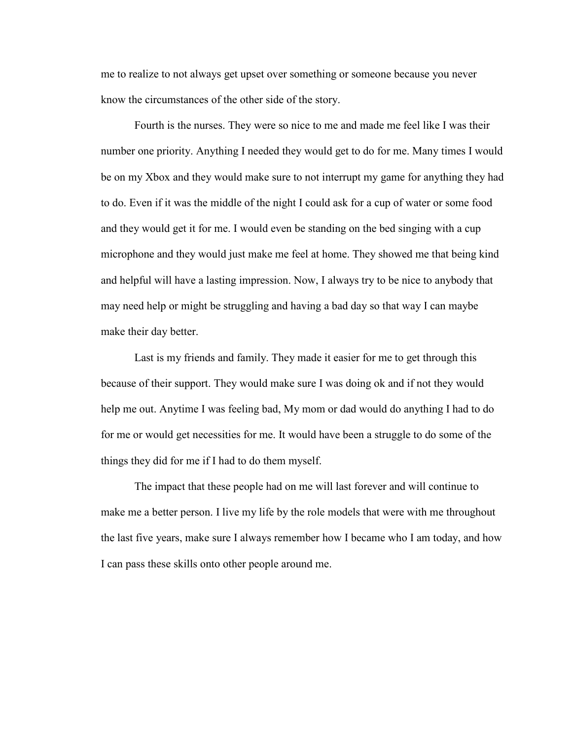me to realize to not always get upset over something or someone because you never know the circumstances of the other side of the story.

Fourth is the nurses. They were so nice to me and made me feel like I was their number one priority. Anything I needed they would get to do for me. Many times I would be on my Xbox and they would make sure to not interrupt my game for anything they had to do. Even if it was the middle of the night I could ask for a cup of water or some food and they would get it for me. I would even be standing on the bed singing with a cup microphone and they would just make me feel at home. They showed me that being kind and helpful will have a lasting impression. Now, I always try to be nice to anybody that may need help or might be struggling and having a bad day so that way I can maybe make their day better.

Last is my friends and family. They made it easier for me to get through this because of their support. They would make sure I was doing ok and if not they would help me out. Anytime I was feeling bad, My mom or dad would do anything I had to do for me or would get necessities for me. It would have been a struggle to do some of the things they did for me if I had to do them myself.

The impact that these people had on me will last forever and will continue to make me a better person. I live my life by the role models that were with me throughout the last five years, make sure I always remember how I became who I am today, and how I can pass these skills onto other people around me.